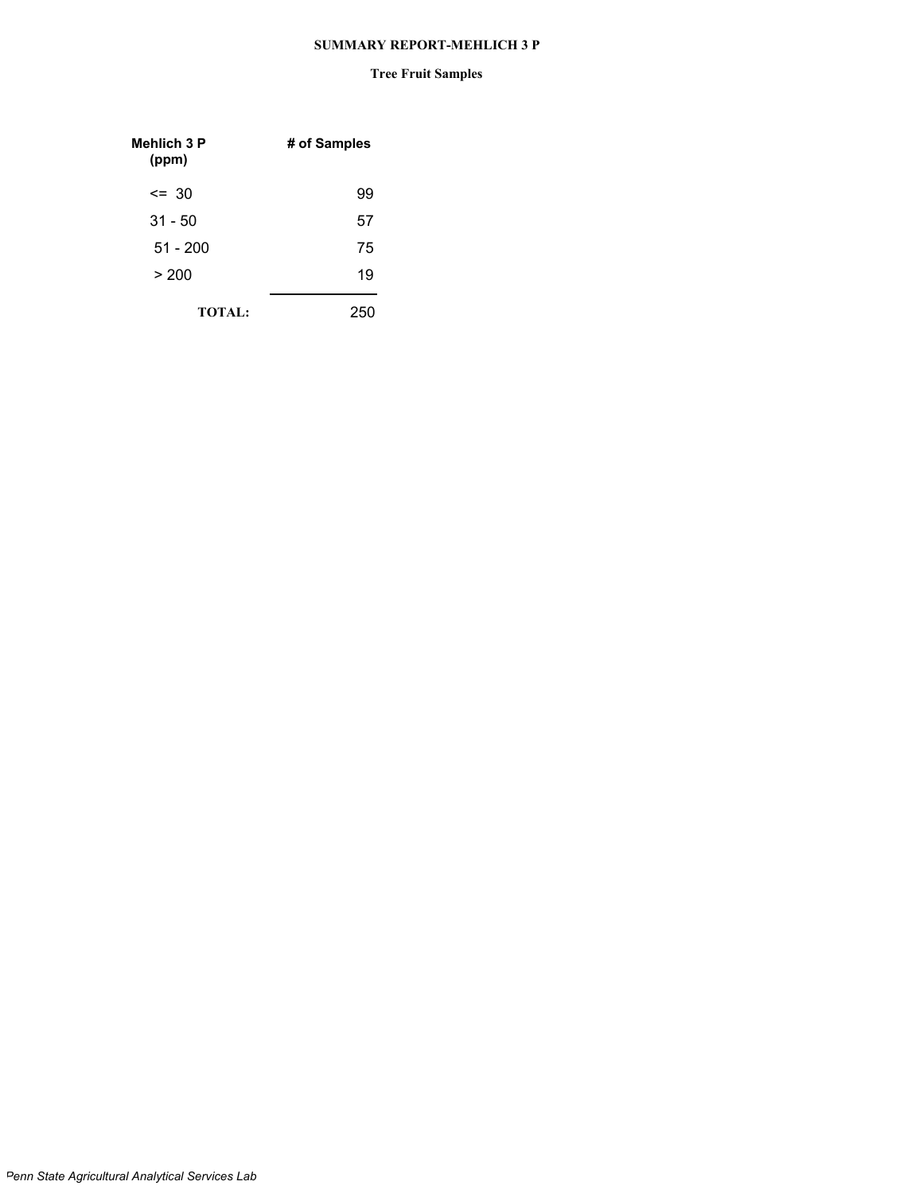# SUMMARY REPORT-MEHLICH 3 P

## Tree Fruit Samples

| Mehlich 3 P (ppm) | # of Samples |
|---|---|
| <= 30 | 99 |
| 31 - 50 | 57 |
| 51 - 200 | 75 |
| > 200 | 19 |
| **TOTAL:** | 250 |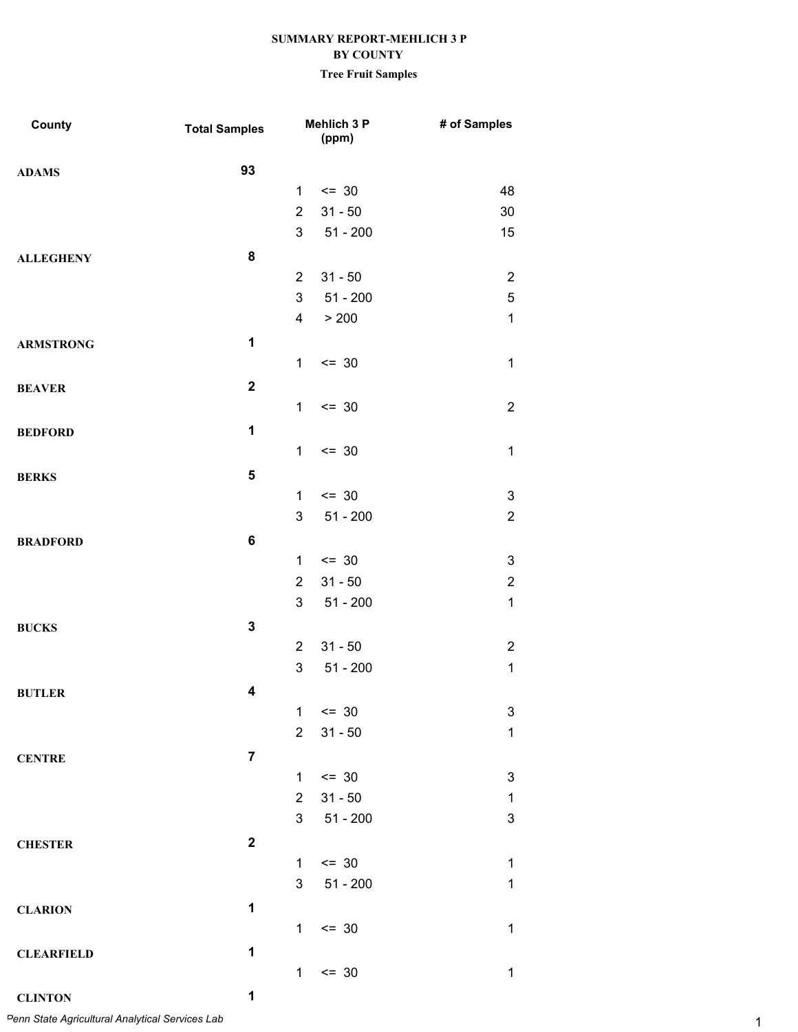**SUMMARY REPORT-MEHLICH 3 P**
**BY COUNTY**
**Tree Fruit Samples**

| County | Total Samples | Mehlich 3 P (ppm) | | # of Samples |
|---|---|---|---|---|
| **ADAMS** | **93** | | | |
| | | 1 | <= 30 | 48 |
| | | 2 | 31 - 50 | 30 |
| | | 3 | 51 - 200 | 15 |
| **ALLEGHENY** | **8** | | | |
| | | 2 | 31 - 50 | 2 |
| | | 3 | 51 - 200 | 5 |
| | | 4 | > 200 | 1 |
| **ARMSTRONG** | **1** | | | |
| | | 1 | <= 30 | 1 |
| **BEAVER** | **2** | | | |
| | | 1 | <= 30 | 2 |
| **BEDFORD** | **1** | | | |
| | | 1 | <= 30 | 1 |
| **BERKS** | **5** | | | |
| | | 1 | <= 30 | 3 |
| | | 3 | 51 - 200 | 2 |
| **BRADFORD** | **6** | | | |
| | | 1 | <= 30 | 3 |
| | | 2 | 31 - 50 | 2 |
| | | 3 | 51 - 200 | 1 |
| **BUCKS** | **3** | | | |
| | | 2 | 31 - 50 | 2 |
| | | 3 | 51 - 200 | 1 |
| **BUTLER** | **4** | | | |
| | | 1 | <= 30 | 3 |
| | | 2 | 31 - 50 | 1 |
| **CENTRE** | **7** | | | |
| | | 1 | <= 30 | 3 |
| | | 2 | 31 - 50 | 1 |
| | | 3 | 51 - 200 | 3 |
| **CHESTER** | **2** | | | |
| | | 1 | <= 30 | 1 |
| | | 3 | 51 - 200 | 1 |
| **CLARION** | **1** | | | |
| | | 1 | <= 30 | 1 |
| **CLEARFIELD** | **1** | | | |
| | | 1 | <= 30 | 1 |
| **CLINTON** | **1** | | | |

*Penn State Agricultural Analytical Services Lab*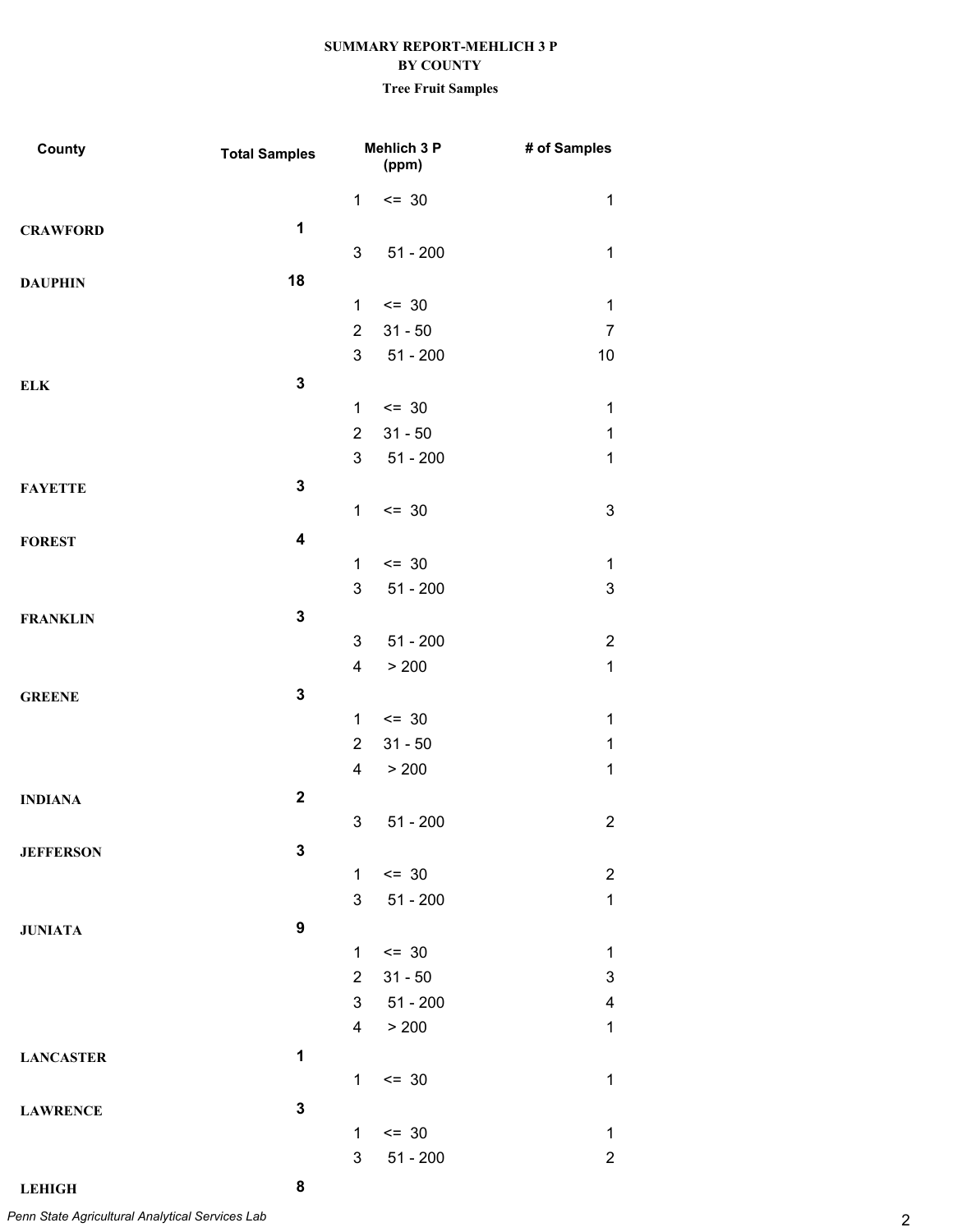**SUMMARY REPORT-MEHLICH 3 P**
**BY COUNTY**
**Tree Fruit Samples**

| County | Total Samples | Mehlich 3 P (ppm) | | # of Samples |
|---|---|---|---|---|
| | | 1 | <= 30 | 1 |
| **CRAWFORD** | **1** | | | |
| | | 3 | 51 - 200 | 1 |
| **DAUPHIN** | **18** | | | |
| | | 1 | <= 30 | 1 |
| | | 2 | 31 - 50 | 7 |
| | | 3 | 51 - 200 | 10 |
| **ELK** | **3** | | | |
| | | 1 | <= 30 | 1 |
| | | 2 | 31 - 50 | 1 |
| | | 3 | 51 - 200 | 1 |
| **FAYETTE** | **3** | | | |
| | | 1 | <= 30 | 3 |
| **FOREST** | **4** | | | |
| | | 1 | <= 30 | 1 |
| | | 3 | 51 - 200 | 3 |
| **FRANKLIN** | **3** | | | |
| | | 3 | 51 - 200 | 2 |
| | | 4 | > 200 | 1 |
| **GREENE** | **3** | | | |
| | | 1 | <= 30 | 1 |
| | | 2 | 31 - 50 | 1 |
| | | 4 | > 200 | 1 |
| **INDIANA** | **2** | | | |
| | | 3 | 51 - 200 | 2 |
| **JEFFERSON** | **3** | | | |
| | | 1 | <= 30 | 2 |
| | | 3 | 51 - 200 | 1 |
| **JUNIATA** | **9** | | | |
| | | 1 | <= 30 | 1 |
| | | 2 | 31 - 50 | 3 |
| | | 3 | 51 - 200 | 4 |
| | | 4 | > 200 | 1 |
| **LANCASTER** | **1** | | | |
| | | 1 | <= 30 | 1 |
| **LAWRENCE** | **3** | | | |
| | | 1 | <= 30 | 1 |
| | | 3 | 51 - 200 | 2 |
| **LEHIGH** | **8** | | | |

*Penn State Agricultural Analytical Services Lab*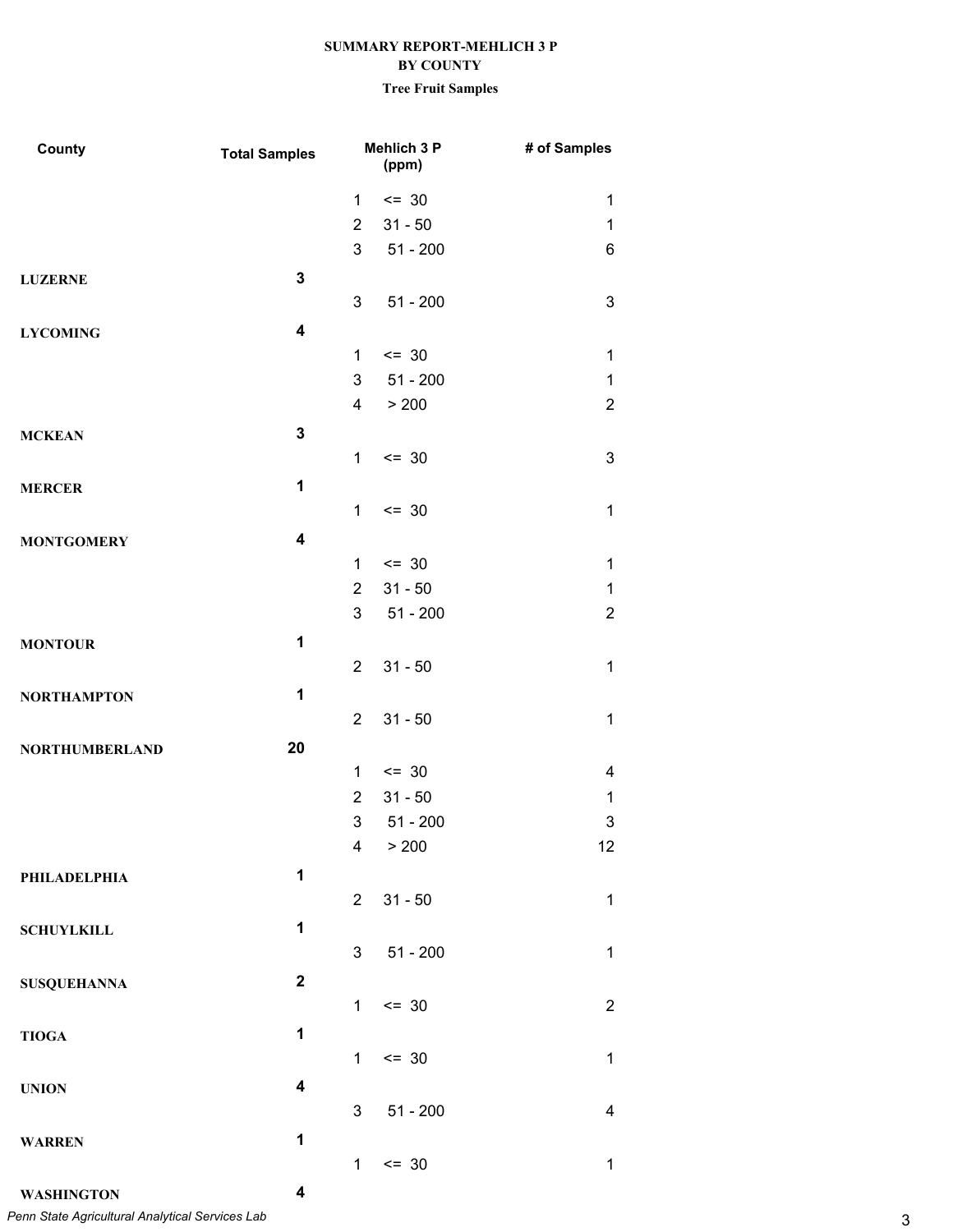**SUMMARY REPORT-MEHLICH 3 P**
**BY COUNTY**
**Tree Fruit Samples**

| County | Total Samples | Mehlich 3 P (ppm) | | # of Samples |
|---|---|---|---|---|
| | | 1 | <= 30 | 1 |
| | | 2 | 31 - 50 | 1 |
| | | 3 | 51 - 200 | 6 |
| **LUZERNE** | **3** | | | |
| | | 3 | 51 - 200 | 3 |
| **LYCOMING** | **4** | | | |
| | | 1 | <= 30 | 1 |
| | | 3 | 51 - 200 | 1 |
| | | 4 | > 200 | 2 |
| **MCKEAN** | **3** | | | |
| | | 1 | <= 30 | 3 |
| **MERCER** | **1** | | | |
| | | 1 | <= 30 | 1 |
| **MONTGOMERY** | **4** | | | |
| | | 1 | <= 30 | 1 |
| | | 2 | 31 - 50 | 1 |
| | | 3 | 51 - 200 | 2 |
| **MONTOUR** | **1** | | | |
| | | 2 | 31 - 50 | 1 |
| **NORTHAMPTON** | **1** | | | |
| | | 2 | 31 - 50 | 1 |
| **NORTHUMBERLAND** | **20** | | | |
| | | 1 | <= 30 | 4 |
| | | 2 | 31 - 50 | 1 |
| | | 3 | 51 - 200 | 3 |
| | | 4 | > 200 | 12 |
| **PHILADELPHIA** | **1** | | | |
| | | 2 | 31 - 50 | 1 |
| **SCHUYLKILL** | **1** | | | |
| | | 3 | 51 - 200 | 1 |
| **SUSQUEHANNA** | **2** | | | |
| | | 1 | <= 30 | 2 |
| **TIOGA** | **1** | | | |
| | | 1 | <= 30 | 1 |
| **UNION** | **4** | | | |
| | | 3 | 51 - 200 | 4 |
| **WARREN** | **1** | | | |
| | | 1 | <= 30 | 1 |
| **WASHINGTON** | **4** | | | |

*Penn State Agricultural Analytical Services Lab*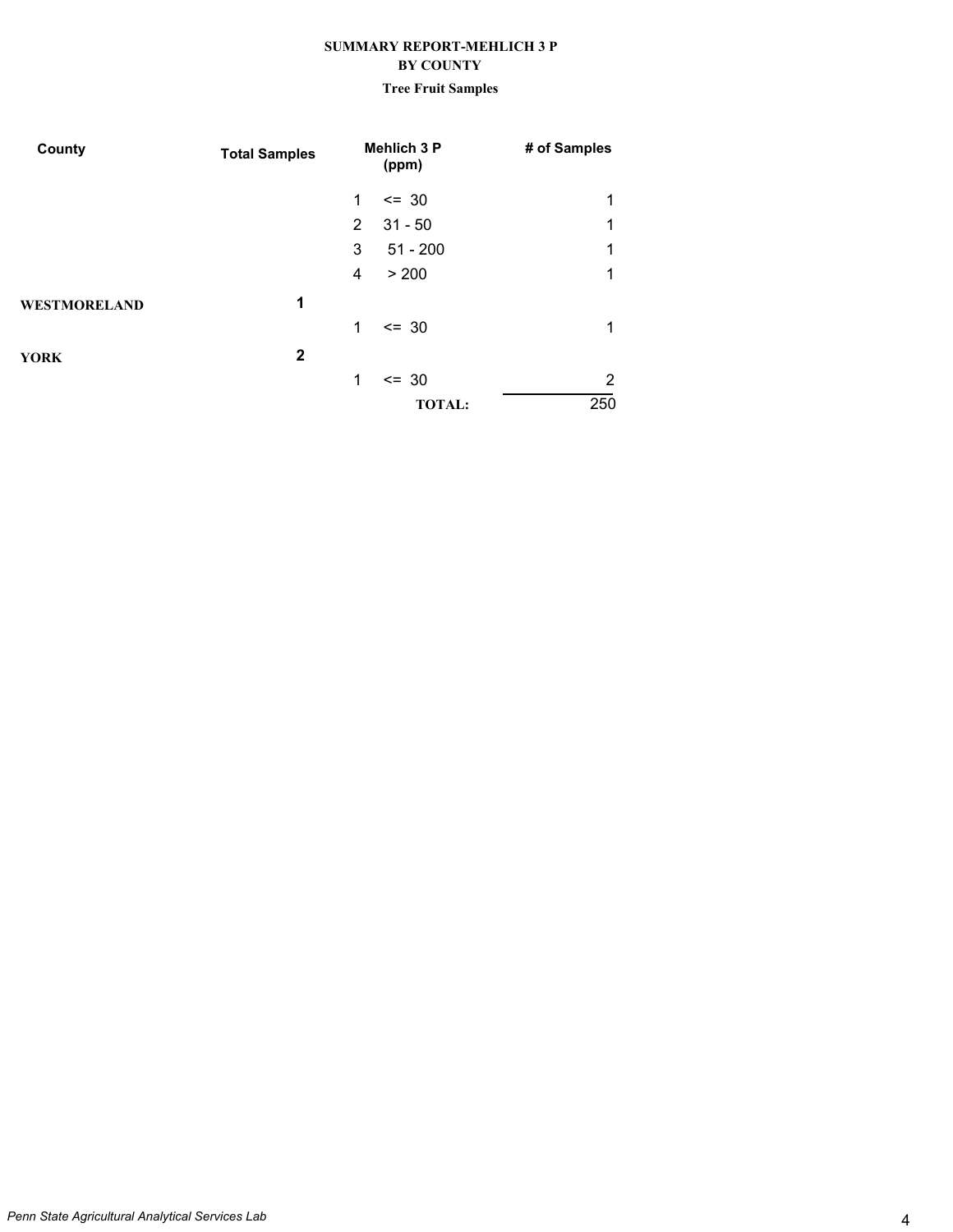**SUMMARY REPORT-MEHLICH 3 P**
**BY COUNTY**
**Tree Fruit Samples**

| County | Total Samples | | Mehlich 3 P (ppm) | # of Samples |
|---|---|---|---|---|
| | | 1 | <= 30 | 1 |
| | | 2 | 31 - 50 | 1 |
| | | 3 | 51 - 200 | 1 |
| | | 4 | > 200 | 1 |
| **WESTMORELAND** | **1** | | | |
| | | 1 | <= 30 | 1 |
| **YORK** | **2** | | | |
| | | 1 | <= 30 | 2 |
| | | | **TOTAL:** | 250 |

*Penn State Agricultural Analytical Services Lab*